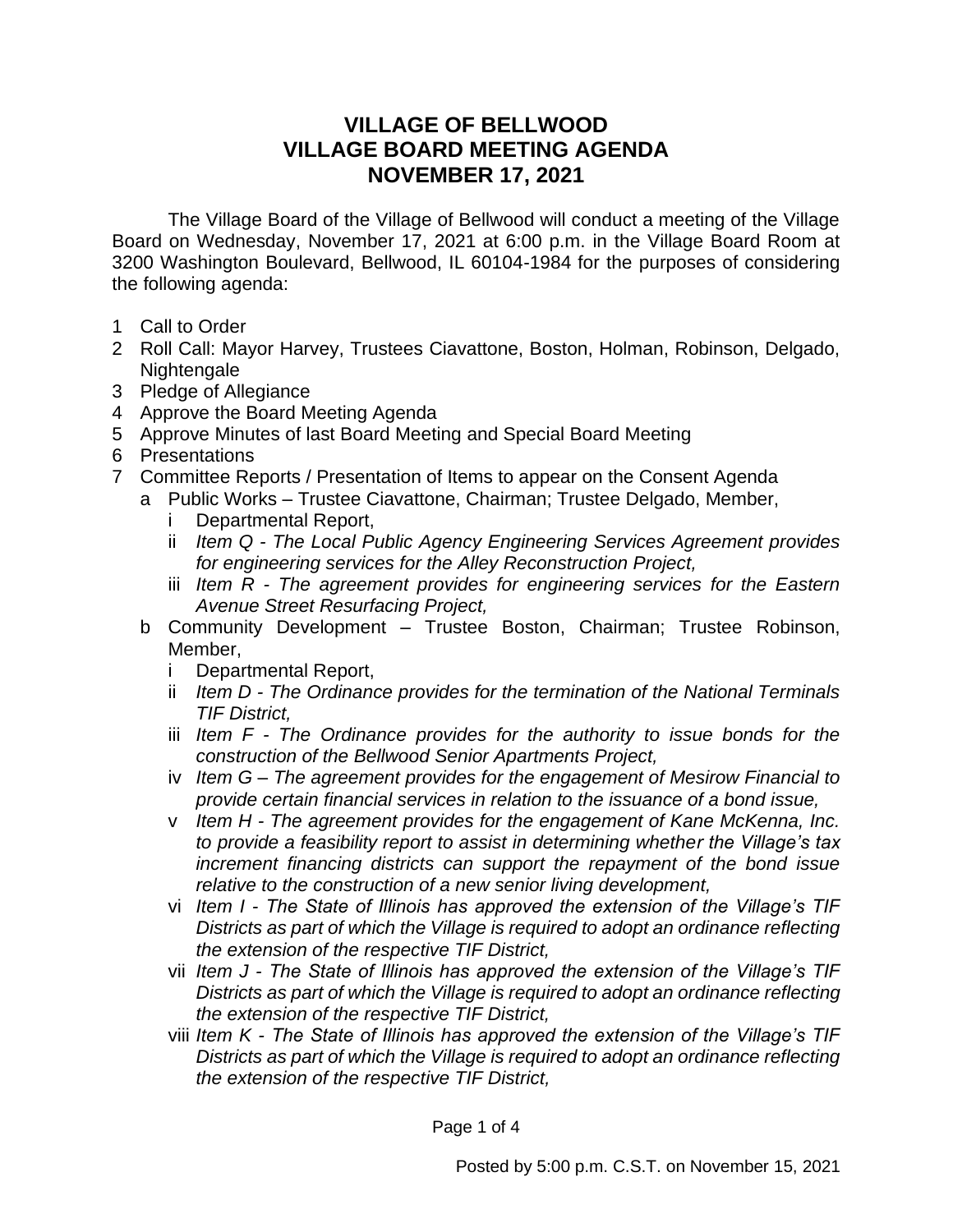# VILLAGE OF BELLWOOD
# VILLAGE BOARD MEETING AGENDA
# NOVEMBER 17, 2021

The Village Board of the Village of Bellwood will conduct a meeting of the Village Board on Wednesday, November 17, 2021 at 6:00 p.m. in the Village Board Room at 3200 Washington Boulevard, Bellwood, IL 60104-1984 for the purposes of considering the following agenda:

1. Call to Order
2. Roll Call: Mayor Harvey, Trustees Ciavattone, Boston, Holman, Robinson, Delgado, Nightengale
3. Pledge of Allegiance
4. Approve the Board Meeting Agenda
5. Approve Minutes of last Board Meeting and Special Board Meeting
6. Presentations
7. Committee Reports / Presentation of Items to appear on the Consent Agenda
   - a. Public Works – Trustee Ciavattone, Chairman; Trustee Delgado, Member,
     - i. Departmental Report,
     - ii. *Item Q - The Local Public Agency Engineering Services Agreement provides for engineering services for the Alley Reconstruction Project,*
     - iii. *Item R - The agreement provides for engineering services for the Eastern Avenue Street Resurfacing Project,*
   - b. Community Development – Trustee Boston, Chairman; Trustee Robinson, Member,
     - i. Departmental Report,
     - ii. *Item D - The Ordinance provides for the termination of the National Terminals TIF District,*
     - iii. *Item F - The Ordinance provides for the authority to issue bonds for the construction of the Bellwood Senior Apartments Project,*
     - iv. *Item G – The agreement provides for the engagement of Mesirow Financial to provide certain financial services in relation to the issuance of a bond issue,*
     - v. *Item H - The agreement provides for the engagement of Kane McKenna, Inc. to provide a feasibility report to assist in determining whether the Village's tax increment financing districts can support the repayment of the bond issue relative to the construction of a new senior living development,*
     - vi. *Item I - The State of Illinois has approved the extension of the Village's TIF Districts as part of which the Village is required to adopt an ordinance reflecting the extension of the respective TIF District,*
     - vii. *Item J - The State of Illinois has approved the extension of the Village's TIF Districts as part of which the Village is required to adopt an ordinance reflecting the extension of the respective TIF District,*
     - viii. *Item K - The State of Illinois has approved the extension of the Village's TIF Districts as part of which the Village is required to adopt an ordinance reflecting the extension of the respective TIF District,*

Posted by 5:00 p.m. C.S.T. on November 15, 2021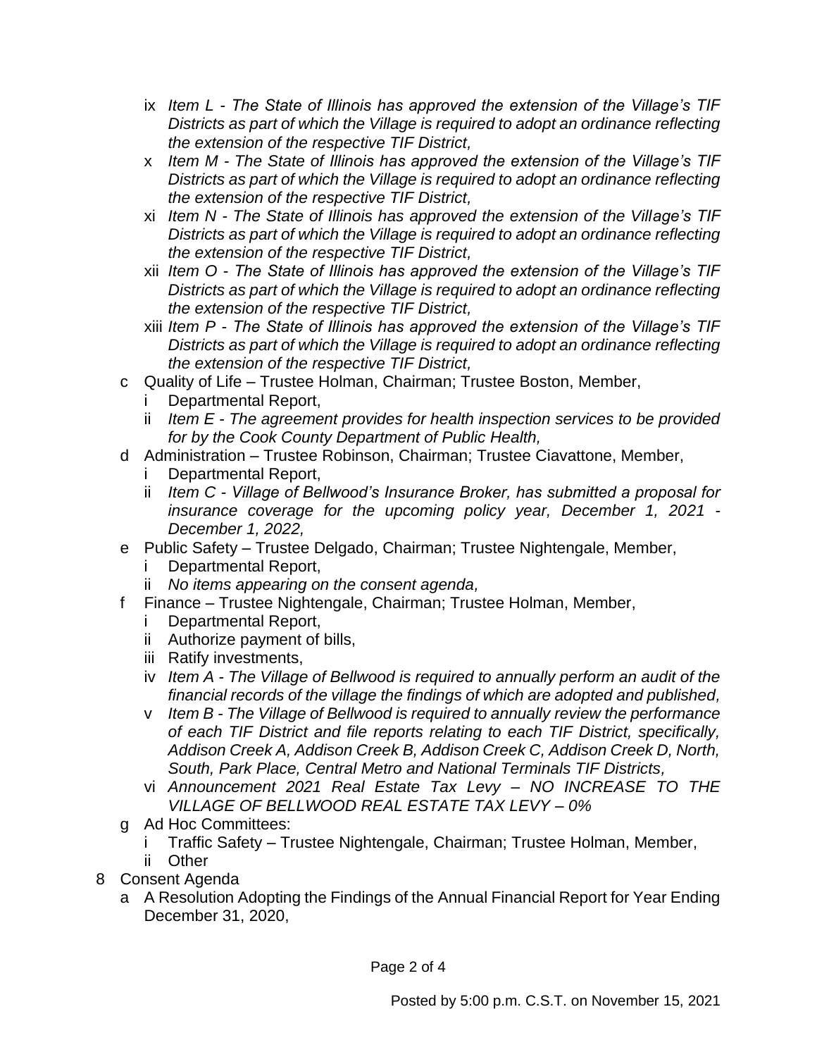- ix *Item L - The State of Illinois has approved the extension of the Village's TIF Districts as part of which the Village is required to adopt an ordinance reflecting the extension of the respective TIF District,*
- x *Item M - The State of Illinois has approved the extension of the Village's TIF Districts as part of which the Village is required to adopt an ordinance reflecting the extension of the respective TIF District,*
- xi *Item N - The State of Illinois has approved the extension of the Village's TIF Districts as part of which the Village is required to adopt an ordinance reflecting the extension of the respective TIF District,*
- xii *Item O - The State of Illinois has approved the extension of the Village's TIF Districts as part of which the Village is required to adopt an ordinance reflecting the extension of the respective TIF District,*
- xiii *Item P - The State of Illinois has approved the extension of the Village's TIF Districts as part of which the Village is required to adopt an ordinance reflecting the extension of the respective TIF District,*

c Quality of Life – Trustee Holman, Chairman; Trustee Boston, Member,
- i Departmental Report,
- ii *Item E - The agreement provides for health inspection services to be provided for by the Cook County Department of Public Health,*

d Administration – Trustee Robinson, Chairman; Trustee Ciavattone, Member,
- i Departmental Report,
- ii *Item C - Village of Bellwood's Insurance Broker, has submitted a proposal for insurance coverage for the upcoming policy year, December 1, 2021 - December 1, 2022,*

e Public Safety – Trustee Delgado, Chairman; Trustee Nightengale, Member,
- i Departmental Report,
- ii *No items appearing on the consent agenda,*

f Finance – Trustee Nightengale, Chairman; Trustee Holman, Member,
- i Departmental Report,
- ii Authorize payment of bills,
- iii Ratify investments,
- iv *Item A - The Village of Bellwood is required to annually perform an audit of the financial records of the village the findings of which are adopted and published,*
- v *Item B - The Village of Bellwood is required to annually review the performance of each TIF District and file reports relating to each TIF District, specifically, Addison Creek A, Addison Creek B, Addison Creek C, Addison Creek D, North, South, Park Place, Central Metro and National Terminals TIF Districts,*
- vi *Announcement 2021 Real Estate Tax Levy – NO INCREASE TO THE VILLAGE OF BELLWOOD REAL ESTATE TAX LEVY – 0%*

g Ad Hoc Committees:
- i Traffic Safety – Trustee Nightengale, Chairman; Trustee Holman, Member,
- ii Other

8 Consent Agenda

a A Resolution Adopting the Findings of the Annual Financial Report for Year Ending December 31, 2020,

Posted by 5:00 p.m. C.S.T. on November 15, 2021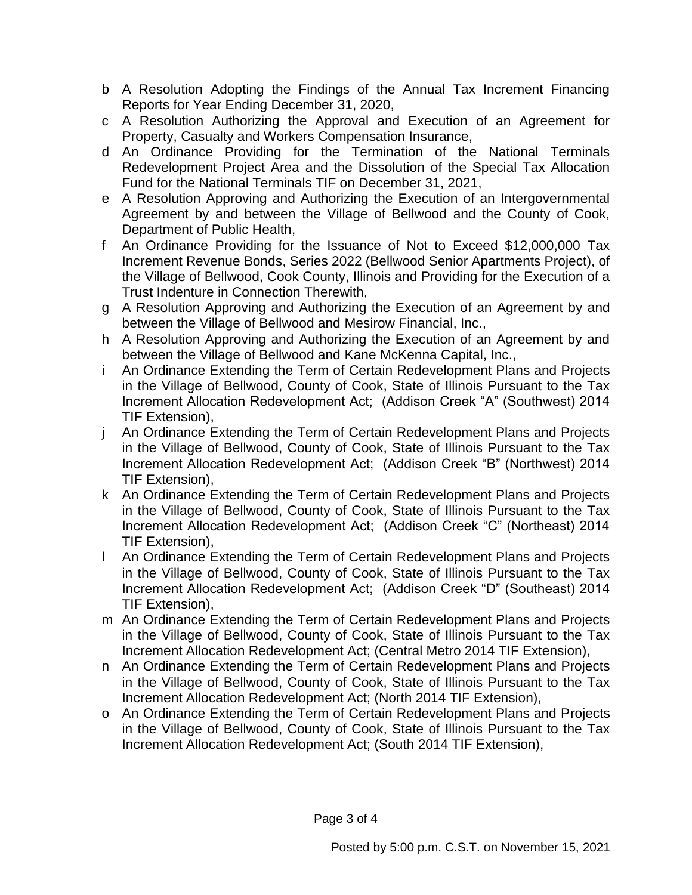b A Resolution Adopting the Findings of the Annual Tax Increment Financing Reports for Year Ending December 31, 2020,

c A Resolution Authorizing the Approval and Execution of an Agreement for Property, Casualty and Workers Compensation Insurance,

d An Ordinance Providing for the Termination of the National Terminals Redevelopment Project Area and the Dissolution of the Special Tax Allocation Fund for the National Terminals TIF on December 31, 2021,

e A Resolution Approving and Authorizing the Execution of an Intergovernmental Agreement by and between the Village of Bellwood and the County of Cook, Department of Public Health,

f An Ordinance Providing for the Issuance of Not to Exceed $12,000,000 Tax Increment Revenue Bonds, Series 2022 (Bellwood Senior Apartments Project), of the Village of Bellwood, Cook County, Illinois and Providing for the Execution of a Trust Indenture in Connection Therewith,

g A Resolution Approving and Authorizing the Execution of an Agreement by and between the Village of Bellwood and Mesirow Financial, Inc.,

h A Resolution Approving and Authorizing the Execution of an Agreement by and between the Village of Bellwood and Kane McKenna Capital, Inc.,

i An Ordinance Extending the Term of Certain Redevelopment Plans and Projects in the Village of Bellwood, County of Cook, State of Illinois Pursuant to the Tax Increment Allocation Redevelopment Act; (Addison Creek "A" (Southwest) 2014 TIF Extension),

j An Ordinance Extending the Term of Certain Redevelopment Plans and Projects in the Village of Bellwood, County of Cook, State of Illinois Pursuant to the Tax Increment Allocation Redevelopment Act; (Addison Creek "B" (Northwest) 2014 TIF Extension),

k An Ordinance Extending the Term of Certain Redevelopment Plans and Projects in the Village of Bellwood, County of Cook, State of Illinois Pursuant to the Tax Increment Allocation Redevelopment Act; (Addison Creek "C" (Northeast) 2014 TIF Extension),

l An Ordinance Extending the Term of Certain Redevelopment Plans and Projects in the Village of Bellwood, County of Cook, State of Illinois Pursuant to the Tax Increment Allocation Redevelopment Act; (Addison Creek "D" (Southeast) 2014 TIF Extension),

m An Ordinance Extending the Term of Certain Redevelopment Plans and Projects in the Village of Bellwood, County of Cook, State of Illinois Pursuant to the Tax Increment Allocation Redevelopment Act; (Central Metro 2014 TIF Extension),

n An Ordinance Extending the Term of Certain Redevelopment Plans and Projects in the Village of Bellwood, County of Cook, State of Illinois Pursuant to the Tax Increment Allocation Redevelopment Act; (North 2014 TIF Extension),

o An Ordinance Extending the Term of Certain Redevelopment Plans and Projects in the Village of Bellwood, County of Cook, State of Illinois Pursuant to the Tax Increment Allocation Redevelopment Act; (South 2014 TIF Extension),

Posted by 5:00 p.m. C.S.T. on November 15, 2021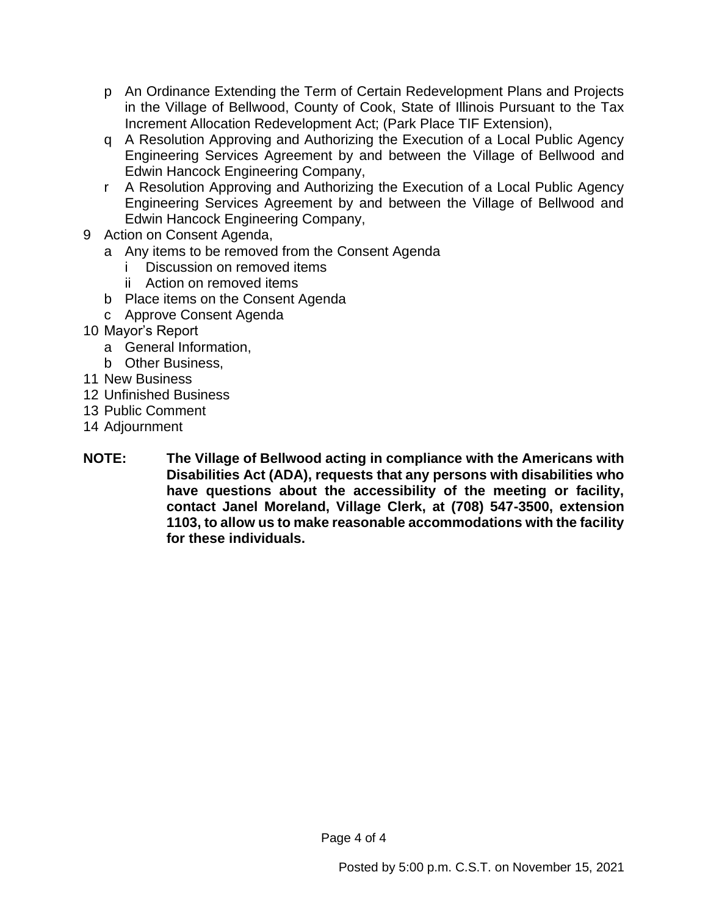- p An Ordinance Extending the Term of Certain Redevelopment Plans and Projects in the Village of Bellwood, County of Cook, State of Illinois Pursuant to the Tax Increment Allocation Redevelopment Act; (Park Place TIF Extension),
- q A Resolution Approving and Authorizing the Execution of a Local Public Agency Engineering Services Agreement by and between the Village of Bellwood and Edwin Hancock Engineering Company,
- r A Resolution Approving and Authorizing the Execution of a Local Public Agency Engineering Services Agreement by and between the Village of Bellwood and Edwin Hancock Engineering Company,

9 Action on Consent Agenda,
- a Any items to be removed from the Consent Agenda
  - i Discussion on removed items
  - ii Action on removed items
- b Place items on the Consent Agenda
- c Approve Consent Agenda

10 Mayor's Report
- a General Information,
- b Other Business,

11 New Business

12 Unfinished Business

13 Public Comment

14 Adjournment

**NOTE: The Village of Bellwood acting in compliance with the Americans with Disabilities Act (ADA), requests that any persons with disabilities who have questions about the accessibility of the meeting or facility, contact Janel Moreland, Village Clerk, at (708) 547-3500, extension 1103, to allow us to make reasonable accommodations with the facility for these individuals.**

Posted by 5:00 p.m. C.S.T. on November 15, 2021